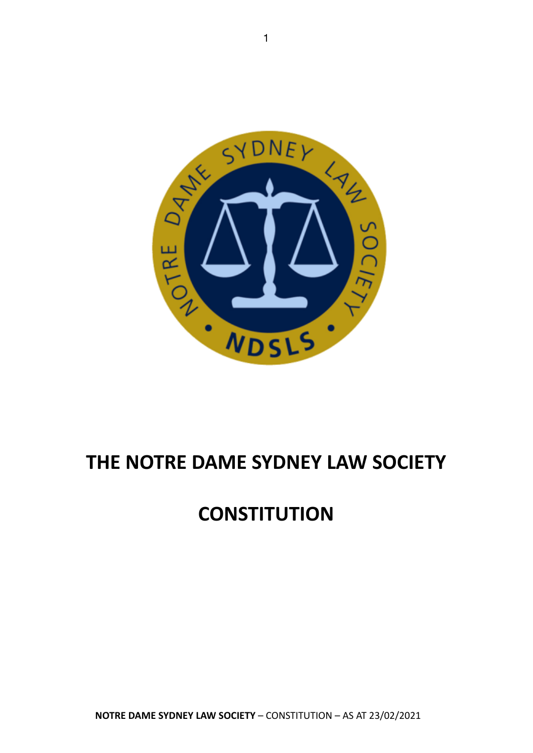# THE NOTRE DAME SYDNEY LAW SOCIETY

# CONSTITUTION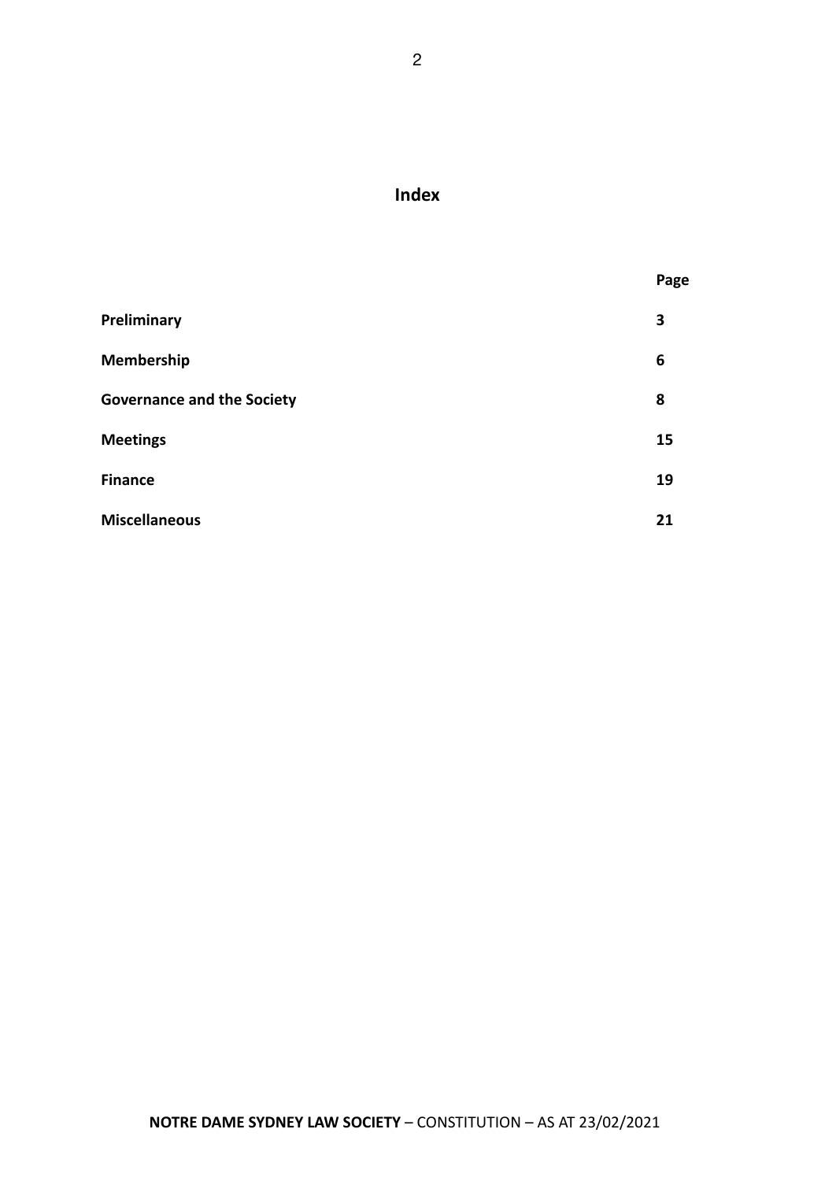# Index

| | Page |
|---|---|
| **Preliminary** | **3** |
| **Membership** | **6** |
| **Governance and the Society** | **8** |
| **Meetings** | **15** |
| **Finance** | **19** |
| **Miscellaneous** | **21** |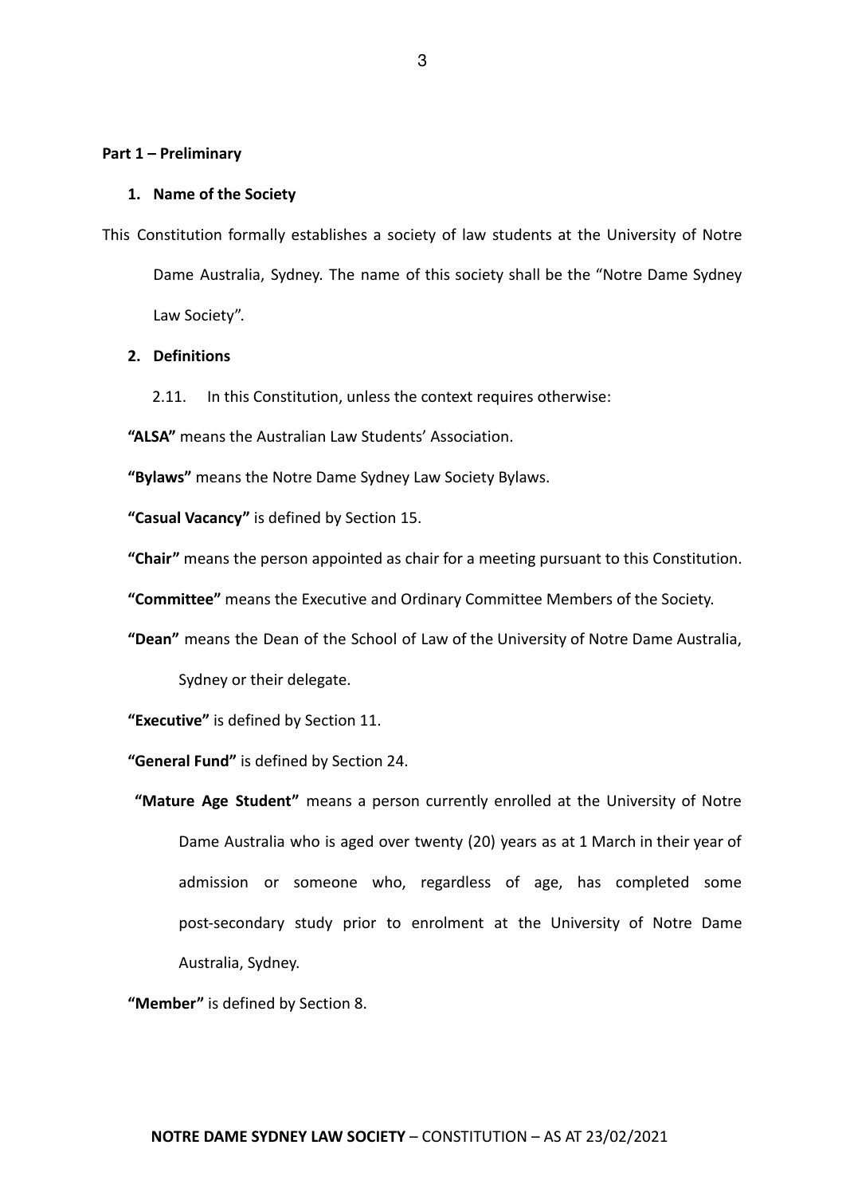## Part 1 – Preliminary

### 1. Name of the Society

This Constitution formally establishes a society of law students at the University of Notre Dame Australia, Sydney. The name of this society shall be the "Notre Dame Sydney Law Society".

### 2. Definitions

2.11. In this Constitution, unless the context requires otherwise:

**"ALSA"** means the Australian Law Students' Association.

**"Bylaws"** means the Notre Dame Sydney Law Society Bylaws.

**"Casual Vacancy"** is defined by Section 15.

**"Chair"** means the person appointed as chair for a meeting pursuant to this Constitution.

**"Committee"** means the Executive and Ordinary Committee Members of the Society.

**"Dean"** means the Dean of the School of Law of the University of Notre Dame Australia, Sydney or their delegate.

**"Executive"** is defined by Section 11.

**"General Fund"** is defined by Section 24.

**"Mature Age Student"** means a person currently enrolled at the University of Notre Dame Australia who is aged over twenty (20) years as at 1 March in their year of admission or someone who, regardless of age, has completed some post-secondary study prior to enrolment at the University of Notre Dame Australia, Sydney.

**"Member"** is defined by Section 8.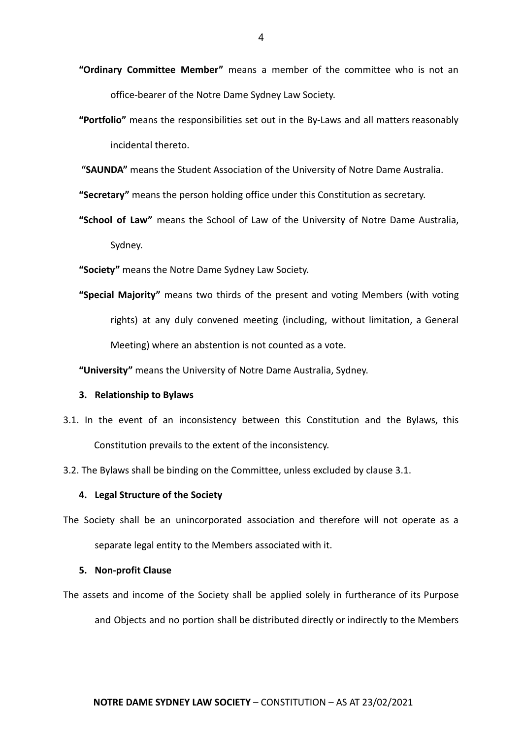**"Ordinary Committee Member"** means a member of the committee who is not an office-bearer of the Notre Dame Sydney Law Society.

**"Portfolio"** means the responsibilities set out in the By-Laws and all matters reasonably incidental thereto.

**"SAUNDA"** means the Student Association of the University of Notre Dame Australia.

**"Secretary"** means the person holding office under this Constitution as secretary.

**"School of Law"** means the School of Law of the University of Notre Dame Australia, Sydney.

**"Society"** means the Notre Dame Sydney Law Society.

**"Special Majority"** means two thirds of the present and voting Members (with voting rights) at any duly convened meeting (including, without limitation, a General Meeting) where an abstention is not counted as a vote.

**"University"** means the University of Notre Dame Australia, Sydney.

### 3. Relationship to Bylaws

3.1. In the event of an inconsistency between this Constitution and the Bylaws, this Constitution prevails to the extent of the inconsistency.

3.2. The Bylaws shall be binding on the Committee, unless excluded by clause 3.1.

### 4. Legal Structure of the Society

The Society shall be an unincorporated association and therefore will not operate as a separate legal entity to the Members associated with it.

### 5. Non-profit Clause

The assets and income of the Society shall be applied solely in furtherance of its Purpose and Objects and no portion shall be distributed directly or indirectly to the Members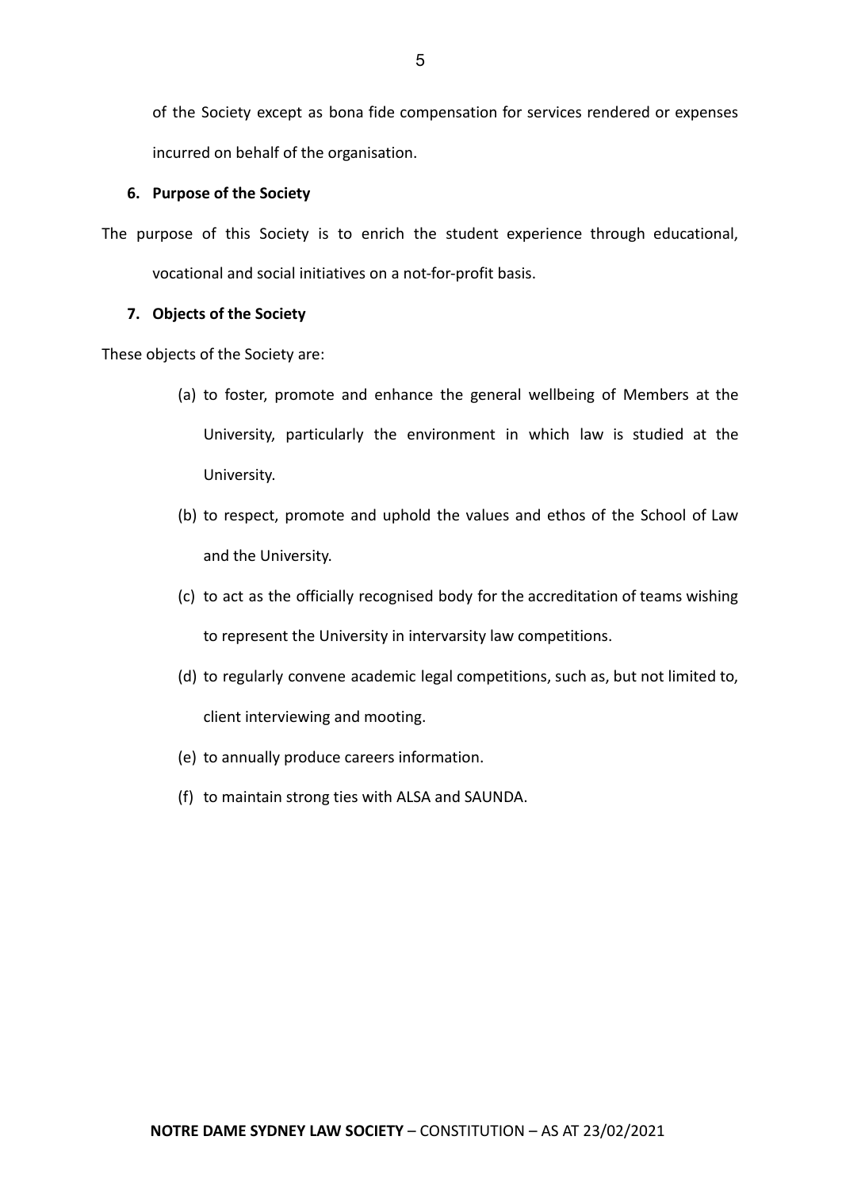of the Society except as bona fide compensation for services rendered or expenses incurred on behalf of the organisation.

### 6. Purpose of the Society

The purpose of this Society is to enrich the student experience through educational, vocational and social initiatives on a not-for-profit basis.

### 7. Objects of the Society

These objects of the Society are:

(a) to foster, promote and enhance the general wellbeing of Members at the University, particularly the environment in which law is studied at the University.

(b) to respect, promote and uphold the values and ethos of the School of Law and the University.

(c) to act as the officially recognised body for the accreditation of teams wishing to represent the University in intervarsity law competitions.

(d) to regularly convene academic legal competitions, such as, but not limited to, client interviewing and mooting.

(e) to annually produce careers information.

(f) to maintain strong ties with ALSA and SAUNDA.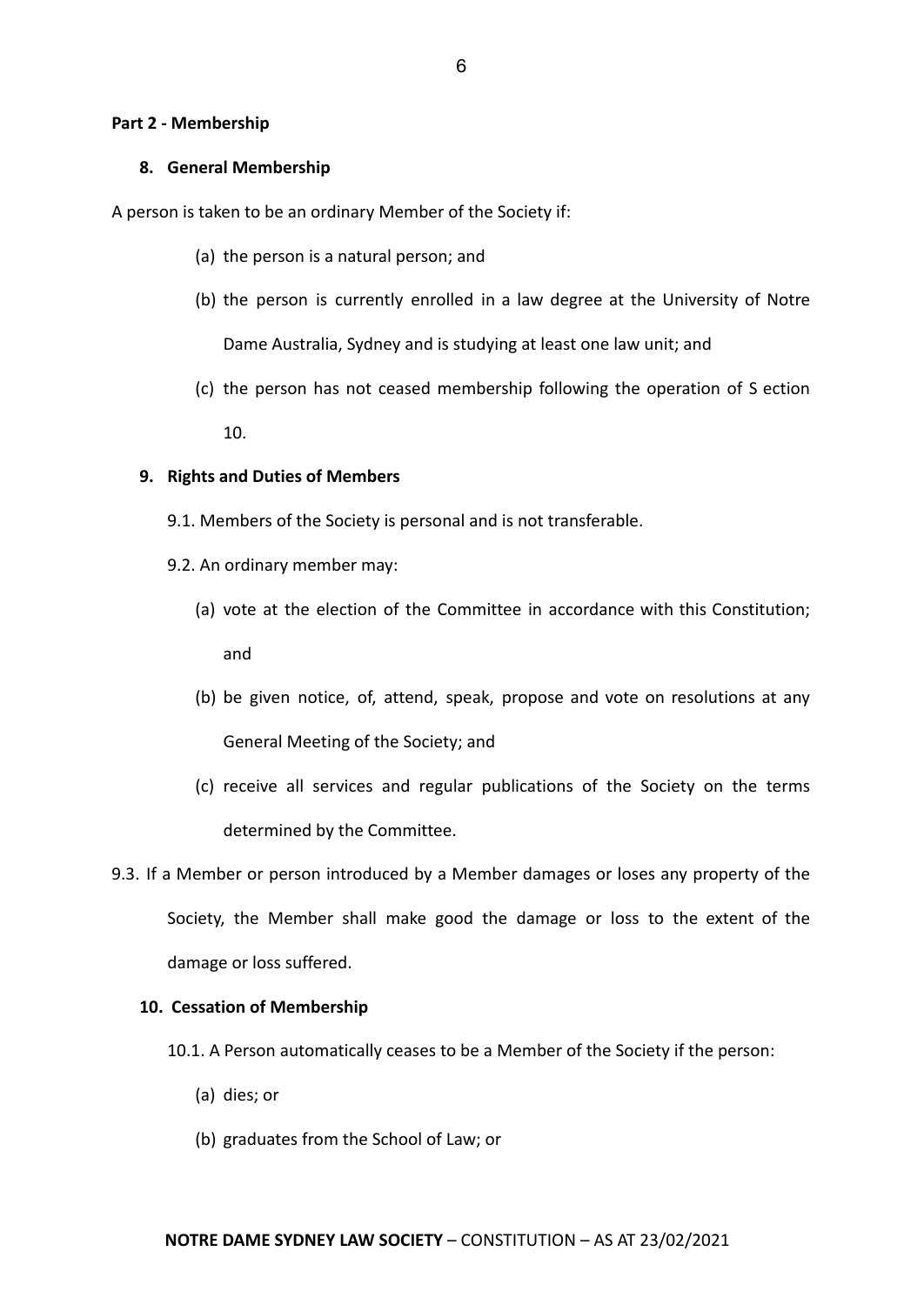## Part 2 - Membership

### 8. General Membership

A person is taken to be an ordinary Member of the Society if:

(a) the person is a natural person; and

(b) the person is currently enrolled in a law degree at the University of Notre Dame Australia, Sydney and is studying at least one law unit; and

(c) the person has not ceased membership following the operation of S ection 10.

### 9. Rights and Duties of Members

9.1. Members of the Society is personal and is not transferable.

9.2. An ordinary member may:

(a) vote at the election of the Committee in accordance with this Constitution; and

(b) be given notice, of, attend, speak, propose and vote on resolutions at any General Meeting of the Society; and

(c) receive all services and regular publications of the Society on the terms determined by the Committee.

9.3. If a Member or person introduced by a Member damages or loses any property of the Society, the Member shall make good the damage or loss to the extent of the damage or loss suffered.

### 10. Cessation of Membership

10.1. A Person automatically ceases to be a Member of the Society if the person:

(a) dies; or

(b) graduates from the School of Law; or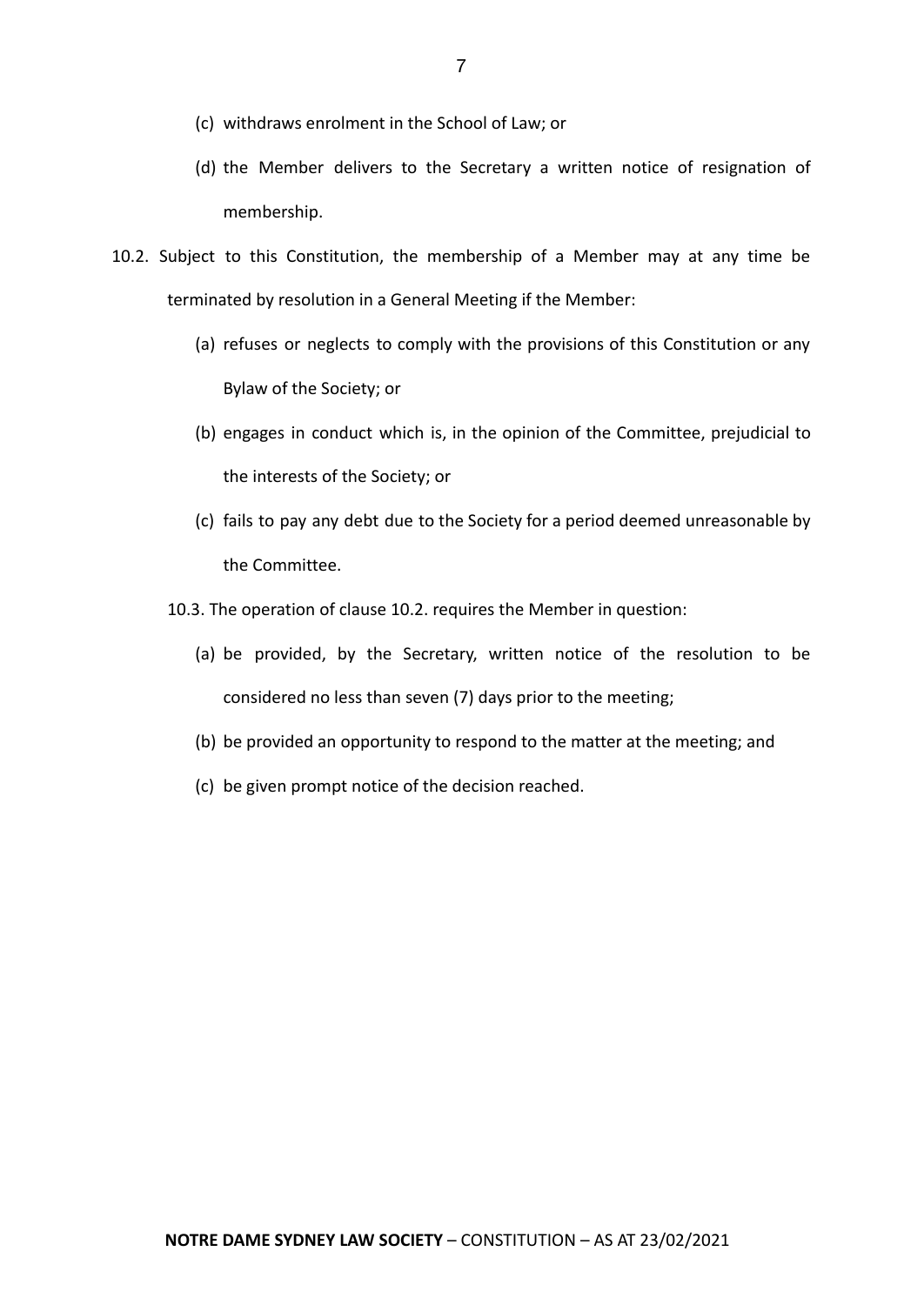(c) withdraws enrolment in the School of Law; or

(d) the Member delivers to the Secretary a written notice of resignation of membership.

10.2. Subject to this Constitution, the membership of a Member may at any time be terminated by resolution in a General Meeting if the Member:

(a) refuses or neglects to comply with the provisions of this Constitution or any Bylaw of the Society; or

(b) engages in conduct which is, in the opinion of the Committee, prejudicial to the interests of the Society; or

(c) fails to pay any debt due to the Society for a period deemed unreasonable by the Committee.

10.3. The operation of clause 10.2. requires the Member in question:

(a) be provided, by the Secretary, written notice of the resolution to be considered no less than seven (7) days prior to the meeting;

(b) be provided an opportunity to respond to the matter at the meeting; and

(c) be given prompt notice of the decision reached.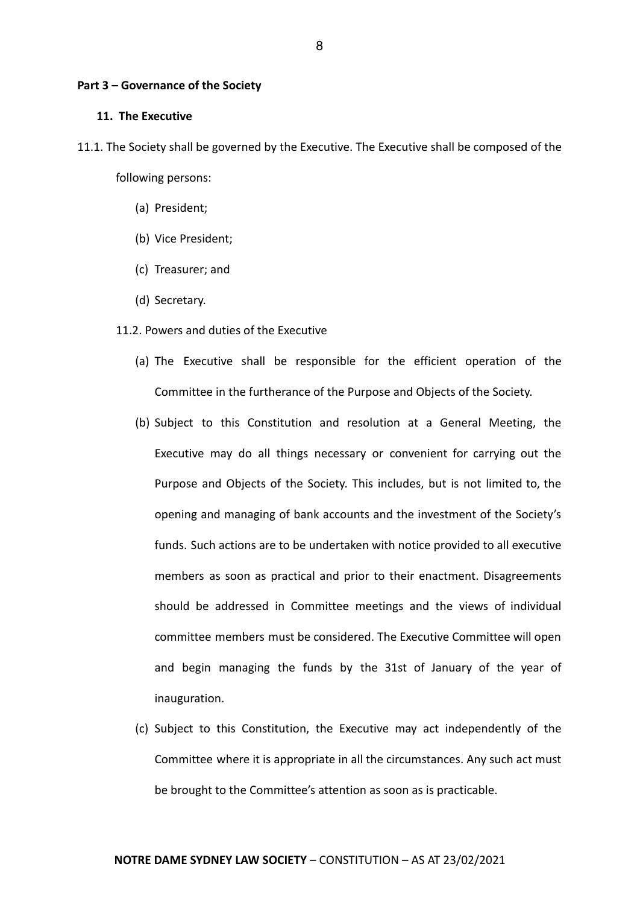**Part 3 – Governance of the Society**

**11. The Executive**

11.1. The Society shall be governed by the Executive. The Executive shall be composed of the following persons:

(a) President;

(b) Vice President;

(c) Treasurer; and

(d) Secretary.

11.2. Powers and duties of the Executive

(a) The Executive shall be responsible for the efficient operation of the Committee in the furtherance of the Purpose and Objects of the Society.

(b) Subject to this Constitution and resolution at a General Meeting, the Executive may do all things necessary or convenient for carrying out the Purpose and Objects of the Society. This includes, but is not limited to, the opening and managing of bank accounts and the investment of the Society's funds. Such actions are to be undertaken with notice provided to all executive members as soon as practical and prior to their enactment. Disagreements should be addressed in Committee meetings and the views of individual committee members must be considered. The Executive Committee will open and begin managing the funds by the 31st of January of the year of inauguration.

(c) Subject to this Constitution, the Executive may act independently of the Committee where it is appropriate in all the circumstances. Any such act must be brought to the Committee's attention as soon as is practicable.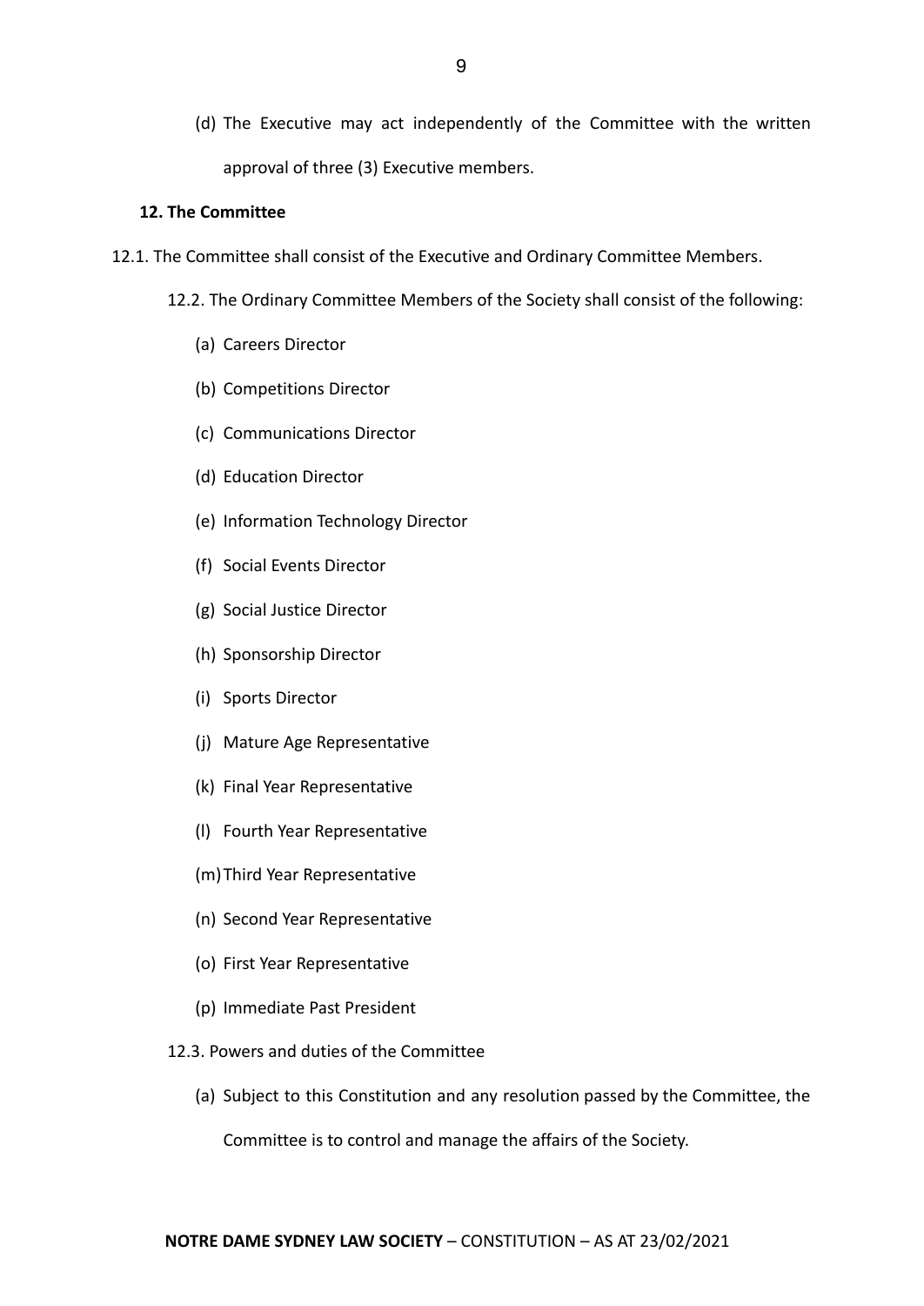(d) The Executive may act independently of the Committee with the written approval of three (3) Executive members.

**12. The Committee**

12.1. The Committee shall consist of the Executive and Ordinary Committee Members.

12.2. The Ordinary Committee Members of the Society shall consist of the following:

(a) Careers Director

(b) Competitions Director

(c) Communications Director

(d) Education Director

(e) Information Technology Director

(f) Social Events Director

(g) Social Justice Director

(h) Sponsorship Director

(i) Sports Director

(j) Mature Age Representative

(k) Final Year Representative

(l) Fourth Year Representative

(m) Third Year Representative

(n) Second Year Representative

(o) First Year Representative

(p) Immediate Past President

12.3. Powers and duties of the Committee

(a) Subject to this Constitution and any resolution passed by the Committee, the Committee is to control and manage the affairs of the Society.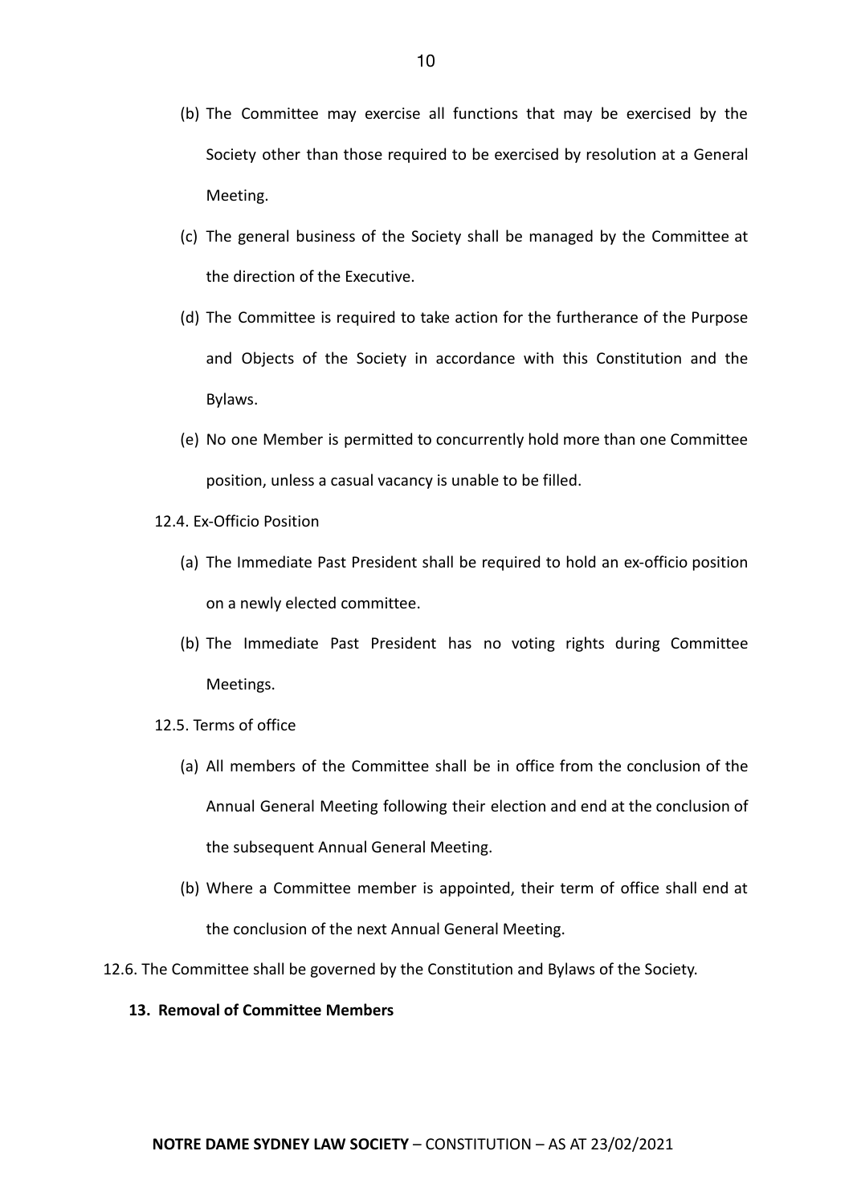(b) The Committee may exercise all functions that may be exercised by the Society other than those required to be exercised by resolution at a General Meeting.

(c) The general business of the Society shall be managed by the Committee at the direction of the Executive.

(d) The Committee is required to take action for the furtherance of the Purpose and Objects of the Society in accordance with this Constitution and the Bylaws.

(e) No one Member is permitted to concurrently hold more than one Committee position, unless a casual vacancy is unable to be filled.

12.4. Ex-Officio Position

(a) The Immediate Past President shall be required to hold an ex-officio position on a newly elected committee.

(b) The Immediate Past President has no voting rights during Committee Meetings.

12.5. Terms of office

(a) All members of the Committee shall be in office from the conclusion of the Annual General Meeting following their election and end at the conclusion of the subsequent Annual General Meeting.

(b) Where a Committee member is appointed, their term of office shall end at the conclusion of the next Annual General Meeting.

12.6. The Committee shall be governed by the Constitution and Bylaws of the Society.

**13. Removal of Committee Members**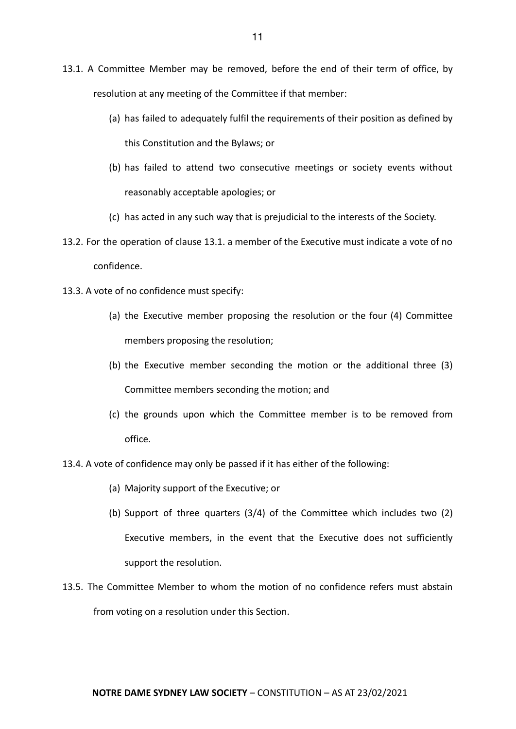13.1. A Committee Member may be removed, before the end of their term of office, by resolution at any meeting of the Committee if that member:

   (a) has failed to adequately fulfil the requirements of their position as defined by this Constitution and the Bylaws; or

   (b) has failed to attend two consecutive meetings or society events without reasonably acceptable apologies; or

   (c) has acted in any such way that is prejudicial to the interests of the Society.

13.2. For the operation of clause 13.1. a member of the Executive must indicate a vote of no confidence.

13.3. A vote of no confidence must specify:

   (a) the Executive member proposing the resolution or the four (4) Committee members proposing the resolution;

   (b) the Executive member seconding the motion or the additional three (3) Committee members seconding the motion; and

   (c) the grounds upon which the Committee member is to be removed from office.

13.4. A vote of confidence may only be passed if it has either of the following:

   (a) Majority support of the Executive; or

   (b) Support of three quarters (3/4) of the Committee which includes two (2) Executive members, in the event that the Executive does not sufficiently support the resolution.

13.5. The Committee Member to whom the motion of no confidence refers must abstain from voting on a resolution under this Section.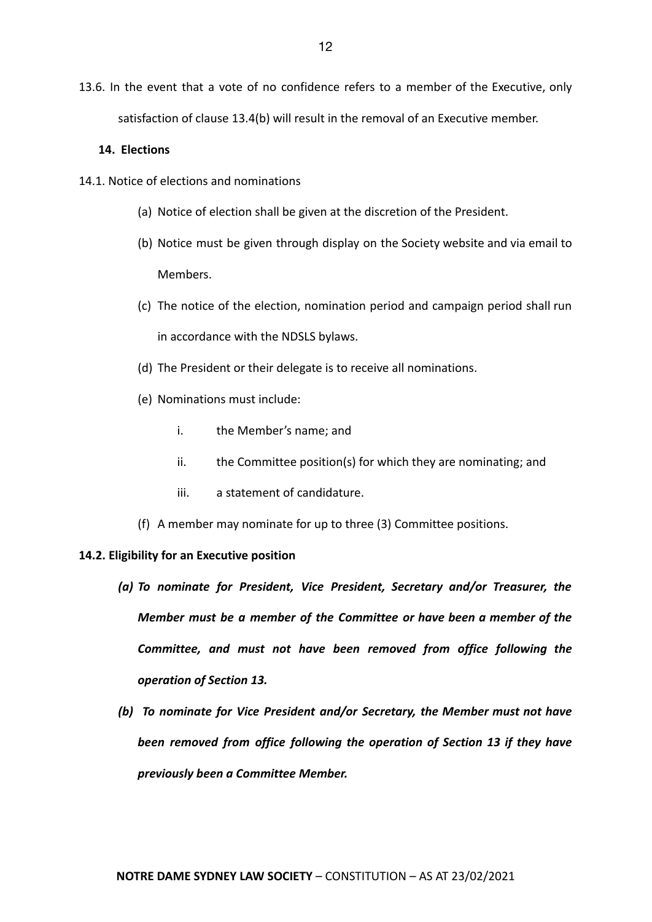13.6. In the event that a vote of no confidence refers to a member of the Executive, only satisfaction of clause 13.4(b) will result in the removal of an Executive member.

## 14. Elections

14.1. Notice of elections and nominations

(a) Notice of election shall be given at the discretion of the President.

(b) Notice must be given through display on the Society website and via email to Members.

(c) The notice of the election, nomination period and campaign period shall run in accordance with the NDSLS bylaws.

(d) The President or their delegate is to receive all nominations.

(e) Nominations must include:

i. the Member's name; and

ii. the Committee position(s) for which they are nominating; and

iii. a statement of candidature.

(f) A member may nominate for up to three (3) Committee positions.

**14.2. Eligibility for an Executive position**

***(a) To nominate for President, Vice President, Secretary and/or Treasurer, the Member must be a member of the Committee or have been a member of the Committee, and must not have been removed from office following the operation of Section 13.***

***(b) To nominate for Vice President and/or Secretary, the Member must not have been removed from office following the operation of Section 13 if they have previously been a Committee Member.***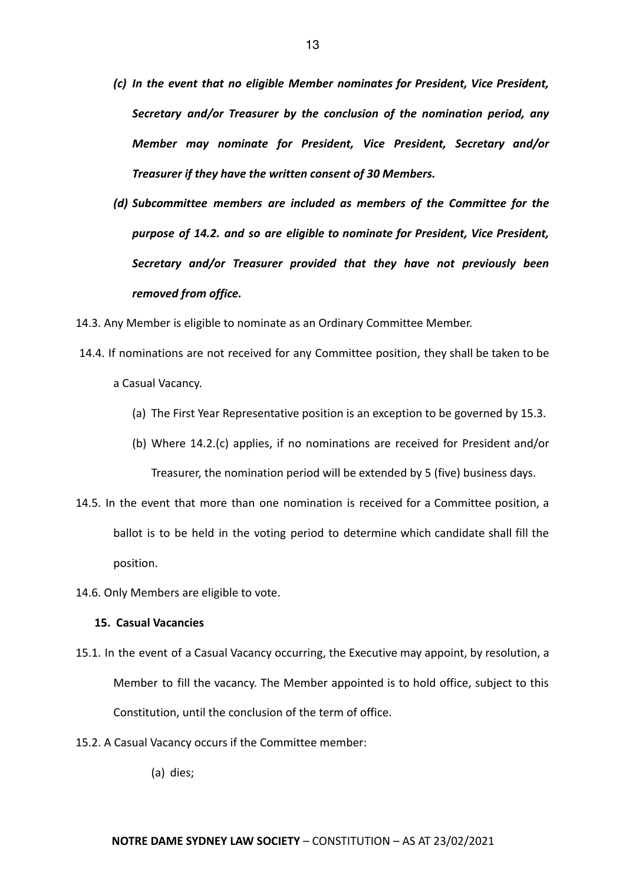*(c) In the event that no eligible Member nominates for President, Vice President, Secretary and/or Treasurer by the conclusion of the nomination period, any Member may nominate for President, Vice President, Secretary and/or Treasurer if they have the written consent of 30 Members.*

*(d) Subcommittee members are included as members of the Committee for the purpose of 14.2. and so are eligible to nominate for President, Vice President, Secretary and/or Treasurer provided that they have not previously been removed from office.*

14.3. Any Member is eligible to nominate as an Ordinary Committee Member.

14.4. If nominations are not received for any Committee position, they shall be taken to be a Casual Vacancy.

(a) The First Year Representative position is an exception to be governed by 15.3.

(b) Where 14.2.(c) applies, if no nominations are received for President and/or Treasurer, the nomination period will be extended by 5 (five) business days.

14.5. In the event that more than one nomination is received for a Committee position, a ballot is to be held in the voting period to determine which candidate shall fill the position.

14.6. Only Members are eligible to vote.

**15. Casual Vacancies**

15.1. In the event of a Casual Vacancy occurring, the Executive may appoint, by resolution, a Member to fill the vacancy. The Member appointed is to hold office, subject to this Constitution, until the conclusion of the term of office.

15.2. A Casual Vacancy occurs if the Committee member:

(a) dies;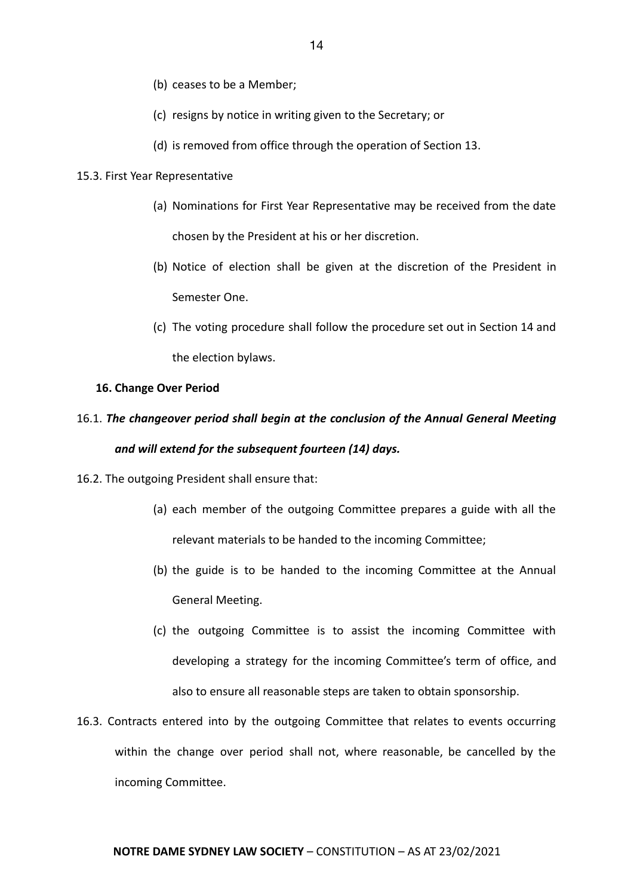(b) ceases to be a Member;

(c) resigns by notice in writing given to the Secretary; or

(d) is removed from office through the operation of Section 13.

15.3. First Year Representative

(a) Nominations for First Year Representative may be received from the date chosen by the President at his or her discretion.

(b) Notice of election shall be given at the discretion of the President in Semester One.

(c) The voting procedure shall follow the procedure set out in Section 14 and the election bylaws.

**16. Change Over Period**

16.1. ***The changeover period shall begin at the conclusion of the Annual General Meeting and will extend for the subsequent fourteen (14) days.***

16.2. The outgoing President shall ensure that:

(a) each member of the outgoing Committee prepares a guide with all the relevant materials to be handed to the incoming Committee;

(b) the guide is to be handed to the incoming Committee at the Annual General Meeting.

(c) the outgoing Committee is to assist the incoming Committee with developing a strategy for the incoming Committee's term of office, and also to ensure all reasonable steps are taken to obtain sponsorship.

16.3. Contracts entered into by the outgoing Committee that relates to events occurring within the change over period shall not, where reasonable, be cancelled by the incoming Committee.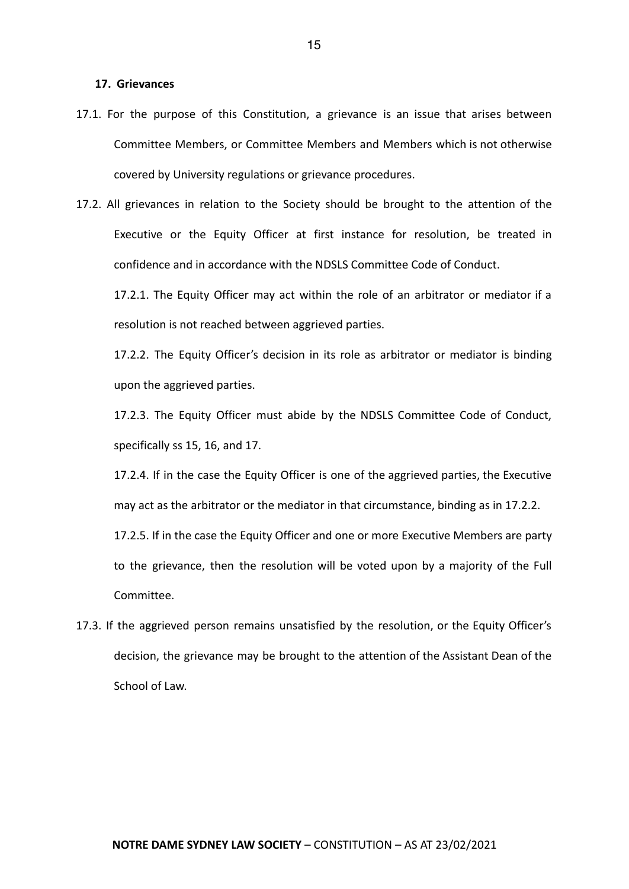## 17. Grievances

17.1. For the purpose of this Constitution, a grievance is an issue that arises between Committee Members, or Committee Members and Members which is not otherwise covered by University regulations or grievance procedures.

17.2. All grievances in relation to the Society should be brought to the attention of the Executive or the Equity Officer at first instance for resolution, be treated in confidence and in accordance with the NDSLS Committee Code of Conduct.

17.2.1. The Equity Officer may act within the role of an arbitrator or mediator if a resolution is not reached between aggrieved parties.

17.2.2. The Equity Officer's decision in its role as arbitrator or mediator is binding upon the aggrieved parties.

17.2.3. The Equity Officer must abide by the NDSLS Committee Code of Conduct, specifically ss 15, 16, and 17.

17.2.4. If in the case the Equity Officer is one of the aggrieved parties, the Executive may act as the arbitrator or the mediator in that circumstance, binding as in 17.2.2.

17.2.5. If in the case the Equity Officer and one or more Executive Members are party to the grievance, then the resolution will be voted upon by a majority of the Full Committee.

17.3. If the aggrieved person remains unsatisfied by the resolution, or the Equity Officer's decision, the grievance may be brought to the attention of the Assistant Dean of the School of Law.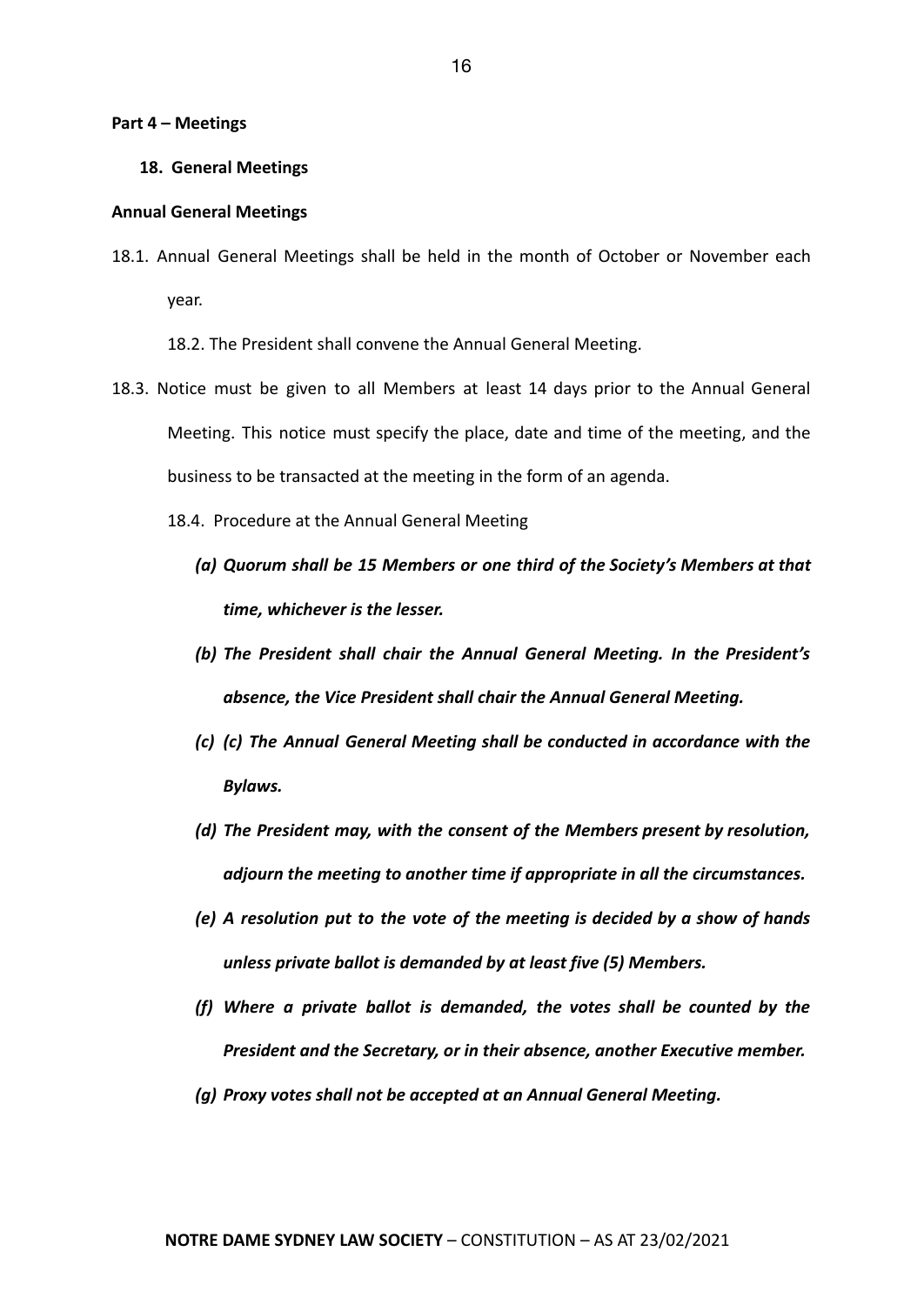**Part 4 – Meetings**

**18. General Meetings**

**Annual General Meetings**

18.1. Annual General Meetings shall be held in the month of October or November each year.

18.2. The President shall convene the Annual General Meeting.

18.3. Notice must be given to all Members at least 14 days prior to the Annual General Meeting. This notice must specify the place, date and time of the meeting, and the business to be transacted at the meeting in the form of an agenda.

18.4. Procedure at the Annual General Meeting

*(a)* ***Quorum shall be 15 Members or one third of the Society's Members at that time, whichever is the lesser.***

*(b)* ***The President shall chair the Annual General Meeting. In the President's absence, the Vice President shall chair the Annual General Meeting.***

*(c)* ***(c) The Annual General Meeting shall be conducted in accordance with the Bylaws.***

*(d)* ***The President may, with the consent of the Members present by resolution, adjourn the meeting to another time if appropriate in all the circumstances.***

*(e)* ***A resolution put to the vote of the meeting is decided by a show of hands unless private ballot is demanded by at least five (5) Members.***

*(f)* ***Where a private ballot is demanded, the votes shall be counted by the President and the Secretary, or in their absence, another Executive member.***

*(g)* ***Proxy votes shall not be accepted at an Annual General Meeting.***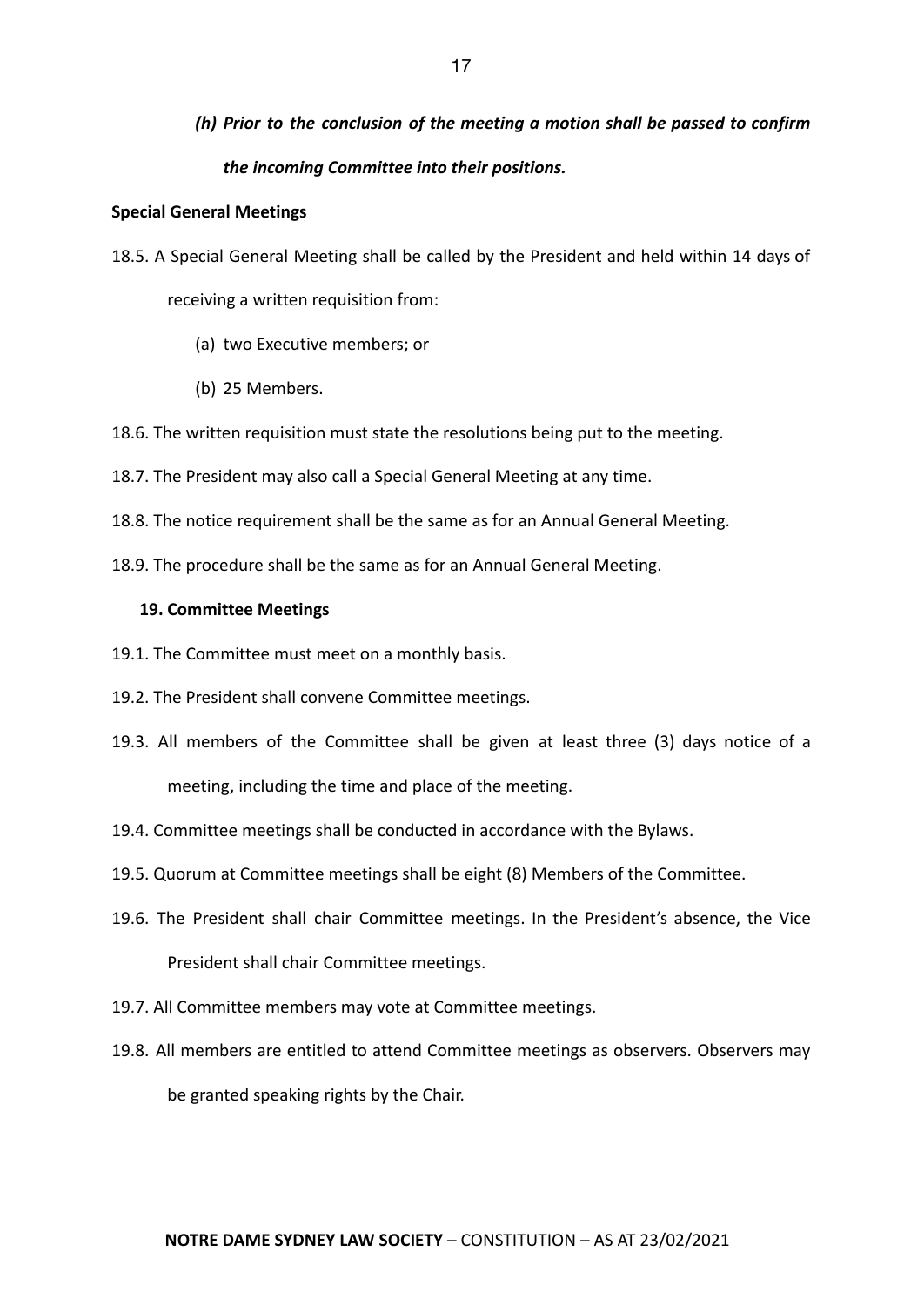***(h) Prior to the conclusion of the meeting a motion shall be passed to confirm the incoming Committee into their positions.***

**Special General Meetings**

18.5. A Special General Meeting shall be called by the President and held within 14 days of receiving a written requisition from:

(a) two Executive members; or

(b) 25 Members.

18.6. The written requisition must state the resolutions being put to the meeting.

18.7. The President may also call a Special General Meeting at any time.

18.8. The notice requirement shall be the same as for an Annual General Meeting.

18.9. The procedure shall be the same as for an Annual General Meeting.

**19. Committee Meetings**

19.1. The Committee must meet on a monthly basis.

19.2. The President shall convene Committee meetings.

19.3. All members of the Committee shall be given at least three (3) days notice of a meeting, including the time and place of the meeting.

19.4. Committee meetings shall be conducted in accordance with the Bylaws.

19.5. Quorum at Committee meetings shall be eight (8) Members of the Committee.

19.6. The President shall chair Committee meetings. In the President's absence, the Vice President shall chair Committee meetings.

19.7. All Committee members may vote at Committee meetings.

19.8. All members are entitled to attend Committee meetings as observers. Observers may be granted speaking rights by the Chair.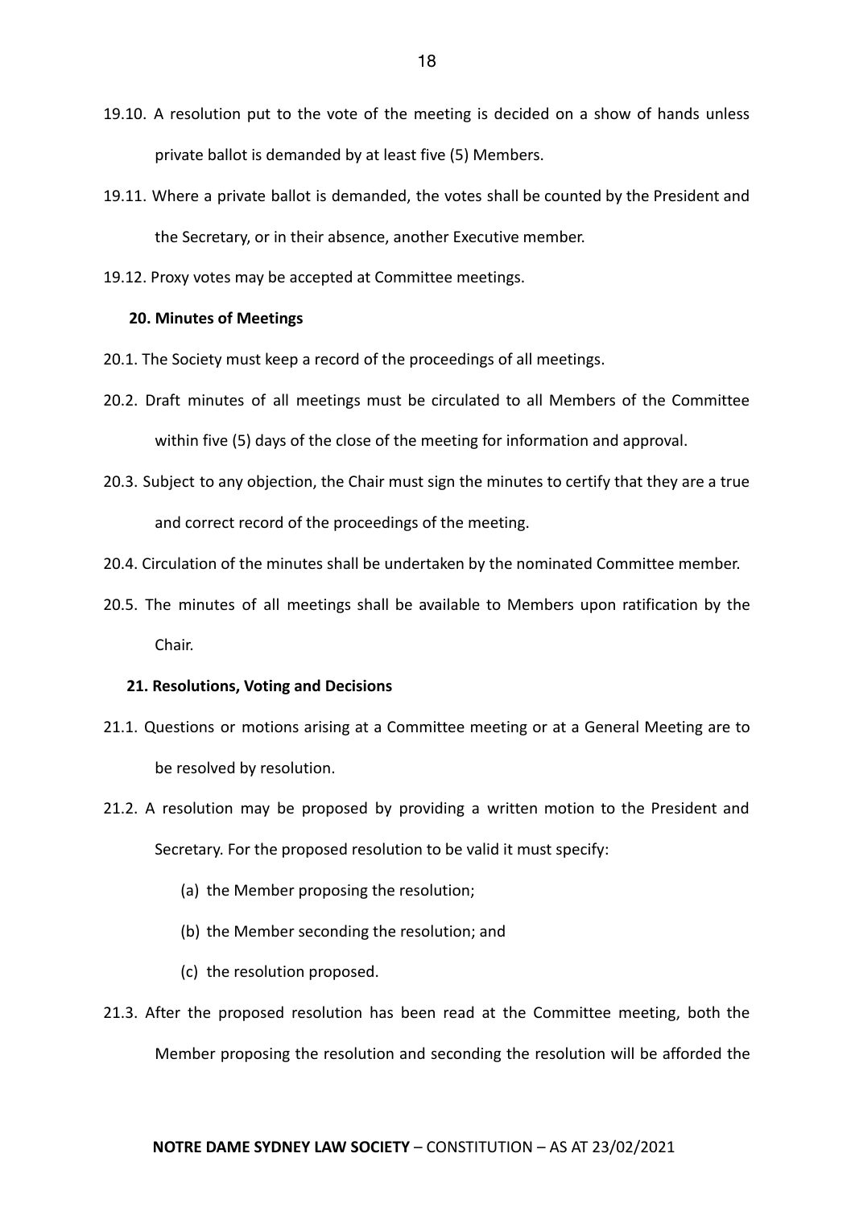19.10. A resolution put to the vote of the meeting is decided on a show of hands unless private ballot is demanded by at least five (5) Members.

19.11. Where a private ballot is demanded, the votes shall be counted by the President and the Secretary, or in their absence, another Executive member.

19.12. Proxy votes may be accepted at Committee meetings.

**20. Minutes of Meetings**

20.1. The Society must keep a record of the proceedings of all meetings.

20.2. Draft minutes of all meetings must be circulated to all Members of the Committee within five (5) days of the close of the meeting for information and approval.

20.3. Subject to any objection, the Chair must sign the minutes to certify that they are a true and correct record of the proceedings of the meeting.

20.4. Circulation of the minutes shall be undertaken by the nominated Committee member.

20.5. The minutes of all meetings shall be available to Members upon ratification by the Chair.

**21. Resolutions, Voting and Decisions**

21.1. Questions or motions arising at a Committee meeting or at a General Meeting are to be resolved by resolution.

21.2. A resolution may be proposed by providing a written motion to the President and Secretary. For the proposed resolution to be valid it must specify:

(a) the Member proposing the resolution;

(b) the Member seconding the resolution; and

(c) the resolution proposed.

21.3. After the proposed resolution has been read at the Committee meeting, both the Member proposing the resolution and seconding the resolution will be afforded the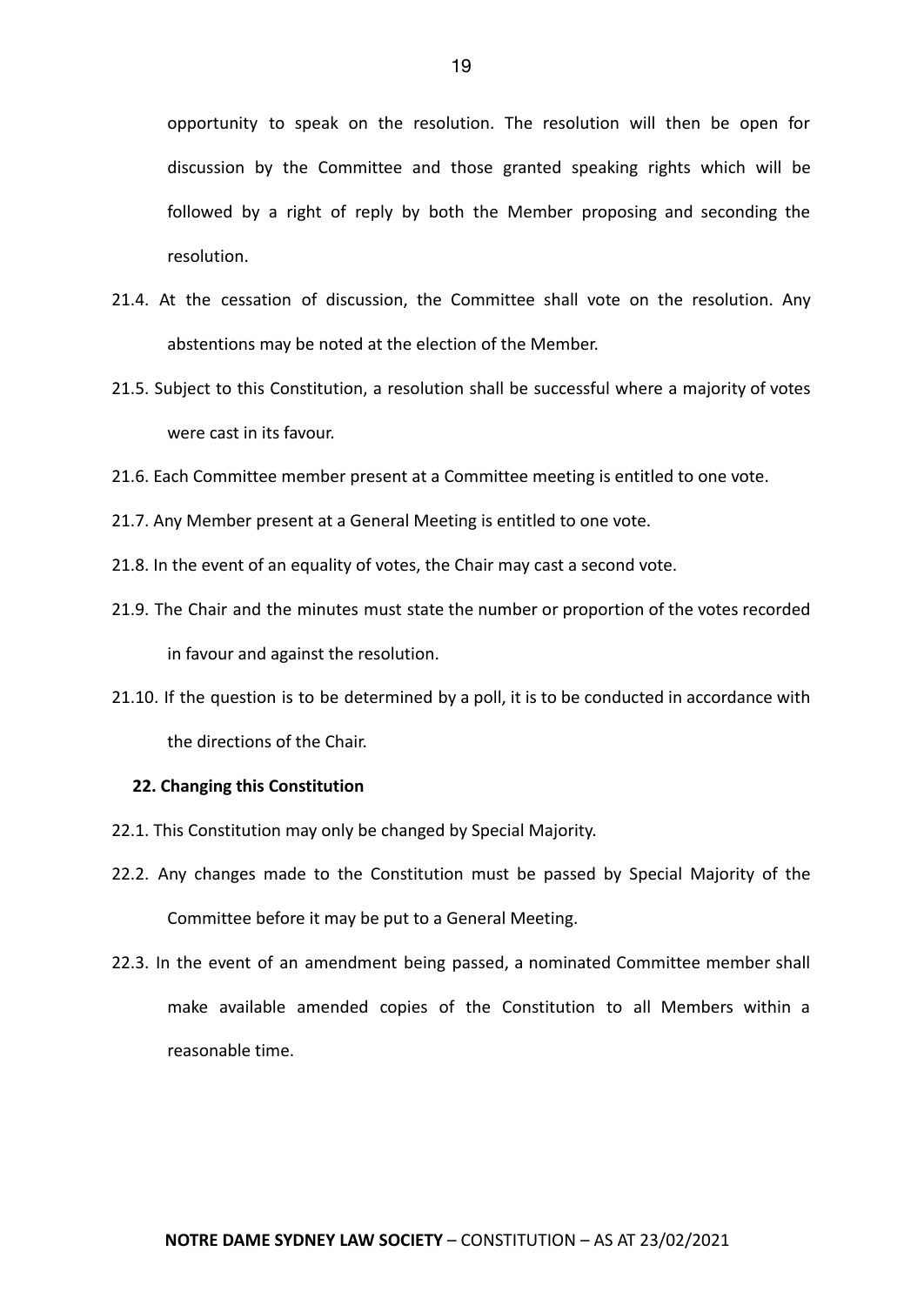opportunity to speak on the resolution. The resolution will then be open for discussion by the Committee and those granted speaking rights which will be followed by a right of reply by both the Member proposing and seconding the resolution.

21.4. At the cessation of discussion, the Committee shall vote on the resolution. Any abstentions may be noted at the election of the Member.

21.5. Subject to this Constitution, a resolution shall be successful where a majority of votes were cast in its favour.

21.6. Each Committee member present at a Committee meeting is entitled to one vote.

21.7. Any Member present at a General Meeting is entitled to one vote.

21.8. In the event of an equality of votes, the Chair may cast a second vote.

21.9. The Chair and the minutes must state the number or proportion of the votes recorded in favour and against the resolution.

21.10. If the question is to be determined by a poll, it is to be conducted in accordance with the directions of the Chair.

**22. Changing this Constitution**

22.1. This Constitution may only be changed by Special Majority.

22.2. Any changes made to the Constitution must be passed by Special Majority of the Committee before it may be put to a General Meeting.

22.3. In the event of an amendment being passed, a nominated Committee member shall make available amended copies of the Constitution to all Members within a reasonable time.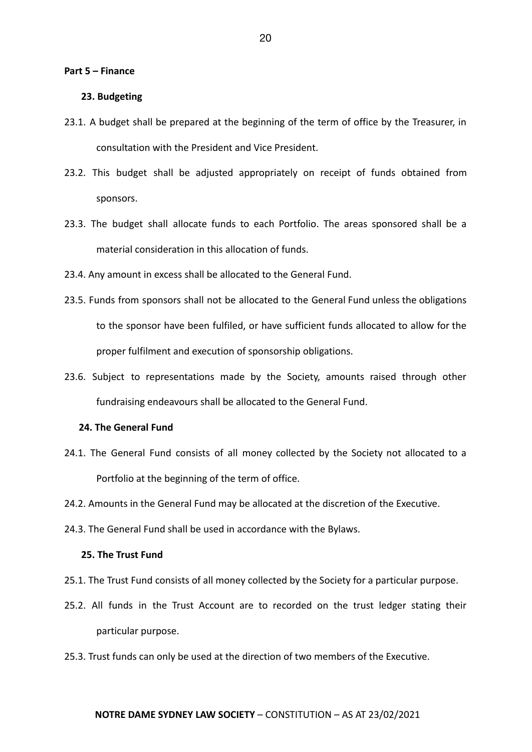**Part 5 – Finance**

**23. Budgeting**

23.1. A budget shall be prepared at the beginning of the term of office by the Treasurer, in consultation with the President and Vice President.

23.2. This budget shall be adjusted appropriately on receipt of funds obtained from sponsors.

23.3. The budget shall allocate funds to each Portfolio. The areas sponsored shall be a material consideration in this allocation of funds.

23.4. Any amount in excess shall be allocated to the General Fund.

23.5. Funds from sponsors shall not be allocated to the General Fund unless the obligations to the sponsor have been fulfiled, or have sufficient funds allocated to allow for the proper fulfilment and execution of sponsorship obligations.

23.6. Subject to representations made by the Society, amounts raised through other fundraising endeavours shall be allocated to the General Fund.

**24. The General Fund**

24.1. The General Fund consists of all money collected by the Society not allocated to a Portfolio at the beginning of the term of office.

24.2. Amounts in the General Fund may be allocated at the discretion of the Executive.

24.3. The General Fund shall be used in accordance with the Bylaws.

**25. The Trust Fund**

25.1. The Trust Fund consists of all money collected by the Society for a particular purpose.

25.2. All funds in the Trust Account are to recorded on the trust ledger stating their particular purpose.

25.3. Trust funds can only be used at the direction of two members of the Executive.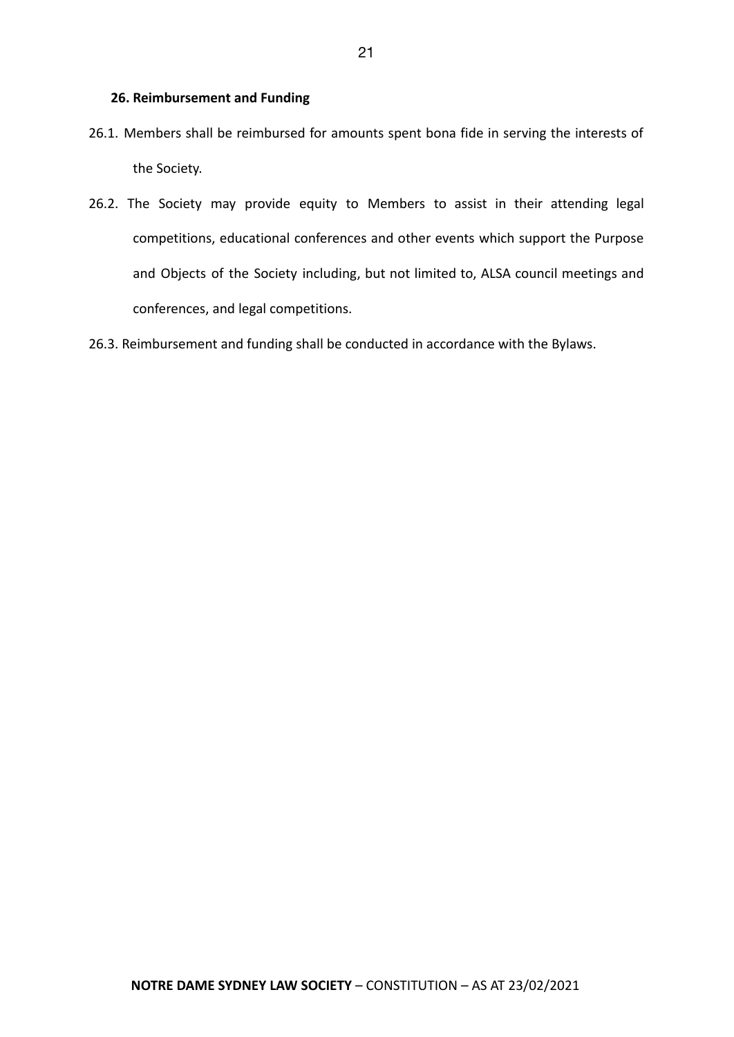**26. Reimbursement and Funding**

26.1. Members shall be reimbursed for amounts spent bona fide in serving the interests of the Society.

26.2. The Society may provide equity to Members to assist in their attending legal competitions, educational conferences and other events which support the Purpose and Objects of the Society including, but not limited to, ALSA council meetings and conferences, and legal competitions.

26.3. Reimbursement and funding shall be conducted in accordance with the Bylaws.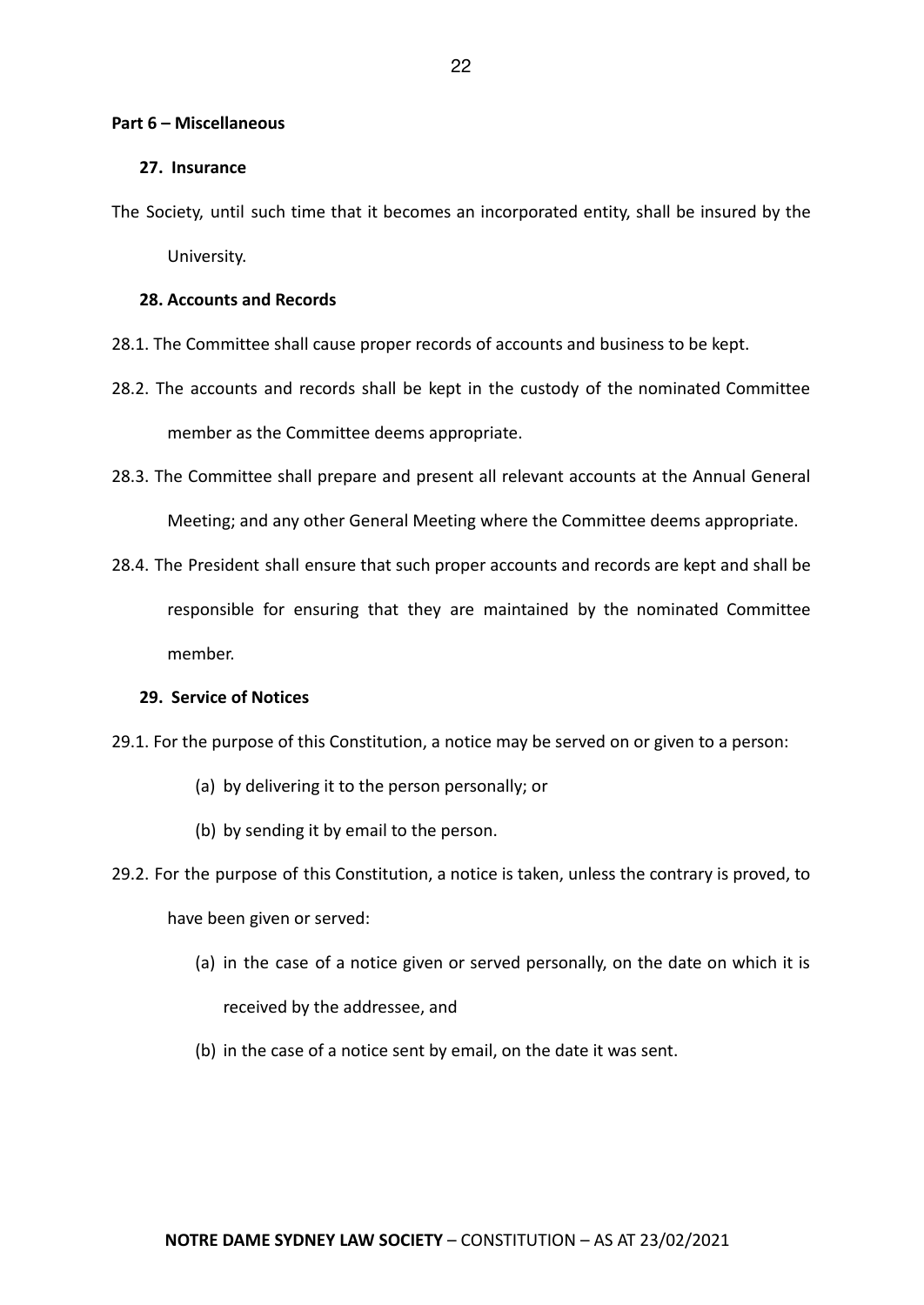## Part 6 – Miscellaneous

### 27. Insurance

The Society, until such time that it becomes an incorporated entity, shall be insured by the University.

### 28. Accounts and Records

28.1. The Committee shall cause proper records of accounts and business to be kept.

28.2. The accounts and records shall be kept in the custody of the nominated Committee member as the Committee deems appropriate.

28.3. The Committee shall prepare and present all relevant accounts at the Annual General Meeting; and any other General Meeting where the Committee deems appropriate.

28.4. The President shall ensure that such proper accounts and records are kept and shall be responsible for ensuring that they are maintained by the nominated Committee member.

### 29. Service of Notices

29.1. For the purpose of this Constitution, a notice may be served on or given to a person:

(a) by delivering it to the person personally; or

(b) by sending it by email to the person.

29.2. For the purpose of this Constitution, a notice is taken, unless the contrary is proved, to have been given or served:

(a) in the case of a notice given or served personally, on the date on which it is received by the addressee, and

(b) in the case of a notice sent by email, on the date it was sent.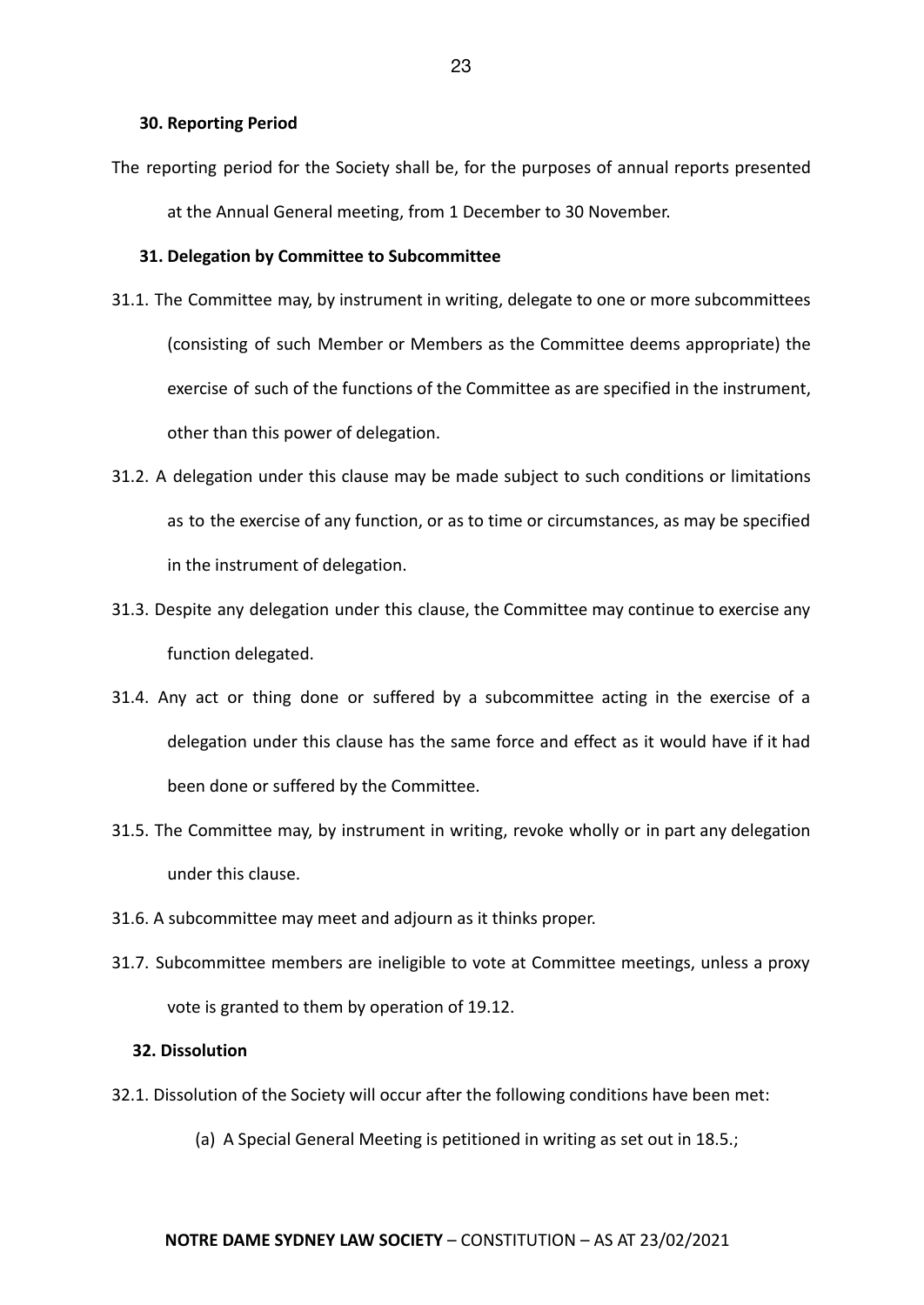### 30. Reporting Period

The reporting period for the Society shall be, for the purposes of annual reports presented at the Annual General meeting, from 1 December to 30 November.

### 31. Delegation by Committee to Subcommittee

31.1. The Committee may, by instrument in writing, delegate to one or more subcommittees (consisting of such Member or Members as the Committee deems appropriate) the exercise of such of the functions of the Committee as are specified in the instrument, other than this power of delegation.

31.2. A delegation under this clause may be made subject to such conditions or limitations as to the exercise of any function, or as to time or circumstances, as may be specified in the instrument of delegation.

31.3. Despite any delegation under this clause, the Committee may continue to exercise any function delegated.

31.4. Any act or thing done or suffered by a subcommittee acting in the exercise of a delegation under this clause has the same force and effect as it would have if it had been done or suffered by the Committee.

31.5. The Committee may, by instrument in writing, revoke wholly or in part any delegation under this clause.

31.6. A subcommittee may meet and adjourn as it thinks proper.

31.7. Subcommittee members are ineligible to vote at Committee meetings, unless a proxy vote is granted to them by operation of 19.12.

### 32. Dissolution

32.1. Dissolution of the Society will occur after the following conditions have been met:

(a) A Special General Meeting is petitioned in writing as set out in 18.5.;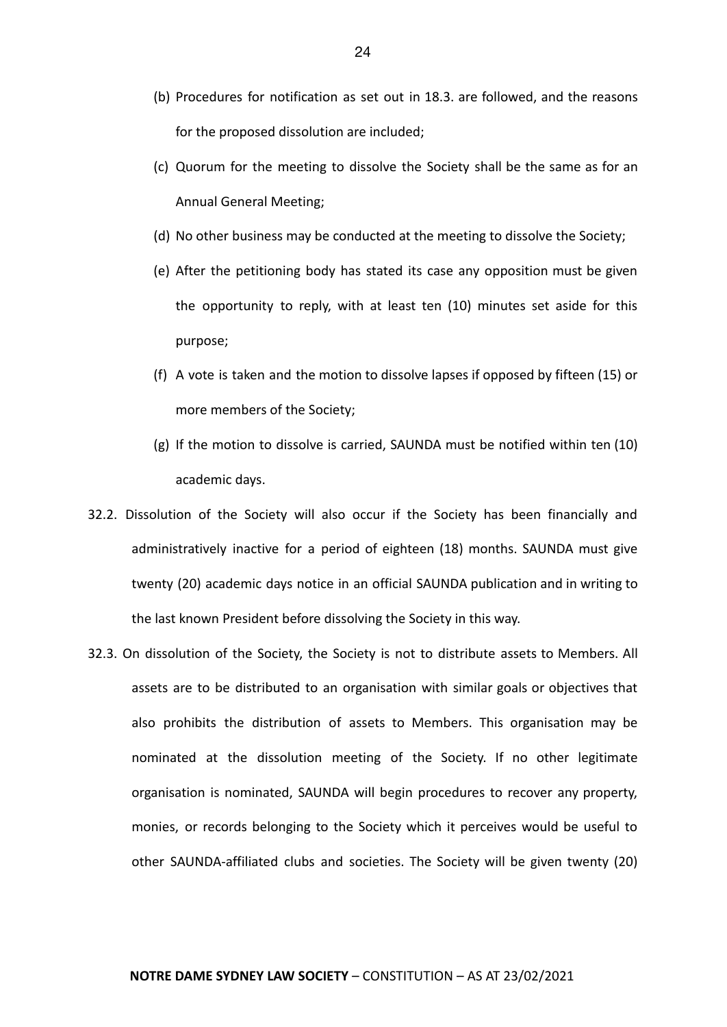(b) Procedures for notification as set out in 18.3. are followed, and the reasons for the proposed dissolution are included;

(c) Quorum for the meeting to dissolve the Society shall be the same as for an Annual General Meeting;

(d) No other business may be conducted at the meeting to dissolve the Society;

(e) After the petitioning body has stated its case any opposition must be given the opportunity to reply, with at least ten (10) minutes set aside for this purpose;

(f) A vote is taken and the motion to dissolve lapses if opposed by fifteen (15) or more members of the Society;

(g) If the motion to dissolve is carried, SAUNDA must be notified within ten (10) academic days.

32.2. Dissolution of the Society will also occur if the Society has been financially and administratively inactive for a period of eighteen (18) months. SAUNDA must give twenty (20) academic days notice in an official SAUNDA publication and in writing to the last known President before dissolving the Society in this way.

32.3. On dissolution of the Society, the Society is not to distribute assets to Members. All assets are to be distributed to an organisation with similar goals or objectives that also prohibits the distribution of assets to Members. This organisation may be nominated at the dissolution meeting of the Society. If no other legitimate organisation is nominated, SAUNDA will begin procedures to recover any property, monies, or records belonging to the Society which it perceives would be useful to other SAUNDA-affiliated clubs and societies. The Society will be given twenty (20)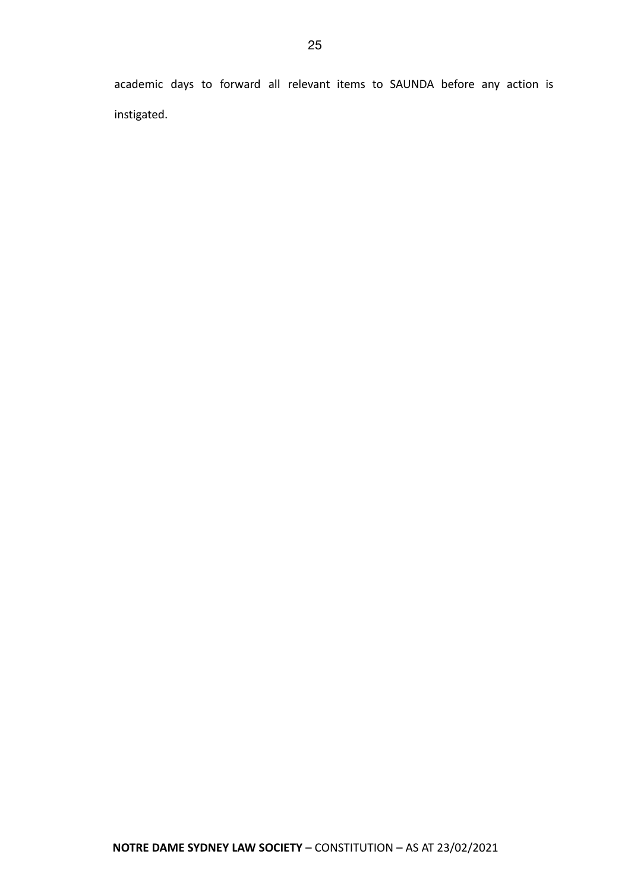academic days to forward all relevant items to SAUNDA before any action is instigated.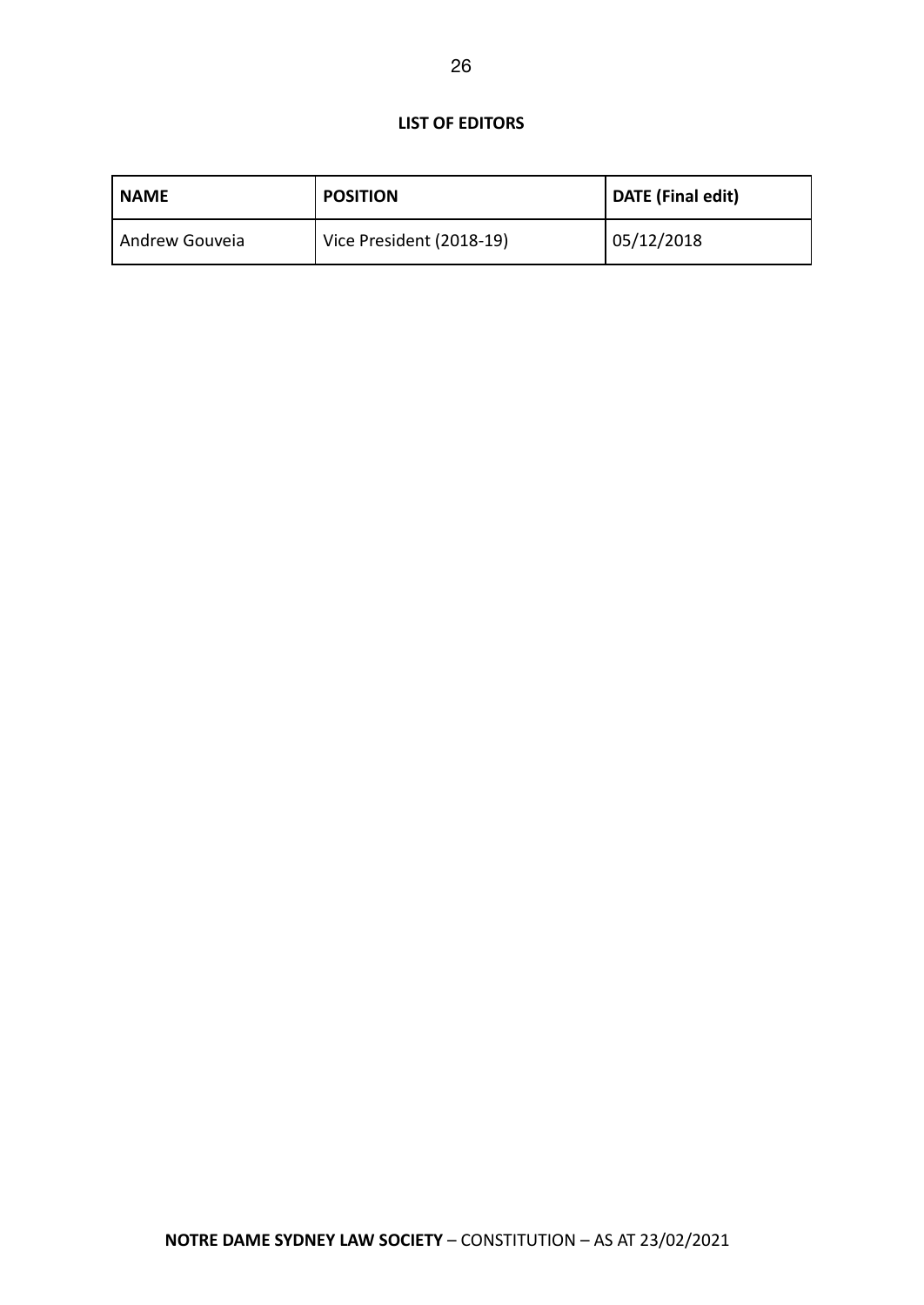**LIST OF EDITORS**

| NAME | POSITION | DATE (Final edit) |
| --- | --- | --- |
| Andrew Gouveia | Vice President (2018-19) | 05/12/2018 |